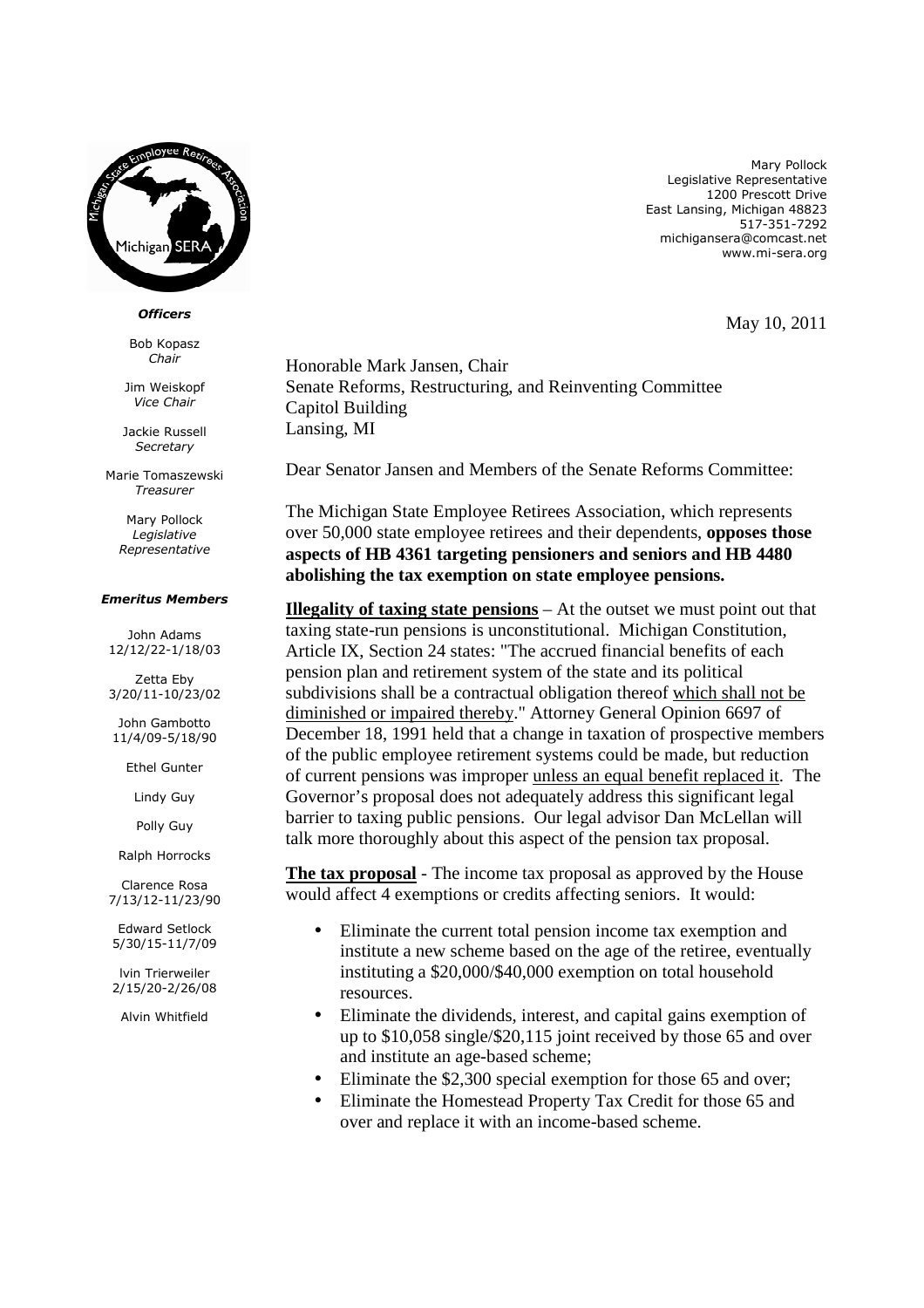Michigan SERA

*Officers*

Bob Kopasz
*Chair*

Jim Weiskopf
*Vice Chair*

Jackie Russell
*Secretary*

Marie Tomaszewski
*Treasurer*

Mary Pollock
*Legislative Representative*

*Emeritus Members*

John Adams
12/12/22-1/18/03

Zetta Eby
3/20/11-10/23/02

John Gambotto
11/4/09-5/18/90

Ethel Gunter

Lindy Guy

Polly Guy

Ralph Horrocks

Clarence Rosa
7/13/12-11/23/90

Edward Setlock
5/30/15-11/7/09

Ivin Trierweiler
2/15/20-2/26/08

Alvin Whitfield

Mary Pollock
Legislative Representative
1200 Prescott Drive
East Lansing, Michigan 48823
517-351-7292
michigansera@comcast.net
www.mi-sera.org

May 10, 2011

Honorable Mark Jansen, Chair
Senate Reforms, Restructuring, and Reinventing Committee
Capitol Building
Lansing, MI

Dear Senator Jansen and Members of the Senate Reforms Committee:

The Michigan State Employee Retirees Association, which represents over 50,000 state employee retirees and their dependents, **opposes those aspects of HB 4361 targeting pensioners and seniors and HB 4480 abolishing the tax exemption on state employee pensions.**

**Illegality of taxing state pensions** – At the outset we must point out that taxing state-run pensions is unconstitutional. Michigan Constitution, Article IX, Section 24 states: "The accrued financial benefits of each pension plan and retirement system of the state and its political subdivisions shall be a contractual obligation thereof which shall not be diminished or impaired thereby." Attorney General Opinion 6697 of December 18, 1991 held that a change in taxation of prospective members of the public employee retirement systems could be made, but reduction of current pensions was improper unless an equal benefit replaced it. The Governor's proposal does not adequately address this significant legal barrier to taxing public pensions. Our legal advisor Dan McLellan will talk more thoroughly about this aspect of the pension tax proposal.

**The tax proposal** - The income tax proposal as approved by the House would affect 4 exemptions or credits affecting seniors. It would:

- Eliminate the current total pension income tax exemption and institute a new scheme based on the age of the retiree, eventually instituting a $20,000/$40,000 exemption on total household resources.
- Eliminate the dividends, interest, and capital gains exemption of up to $10,058 single/$20,115 joint received by those 65 and over and institute an age-based scheme;
- Eliminate the $2,300 special exemption for those 65 and over;
- Eliminate the Homestead Property Tax Credit for those 65 and over and replace it with an income-based scheme.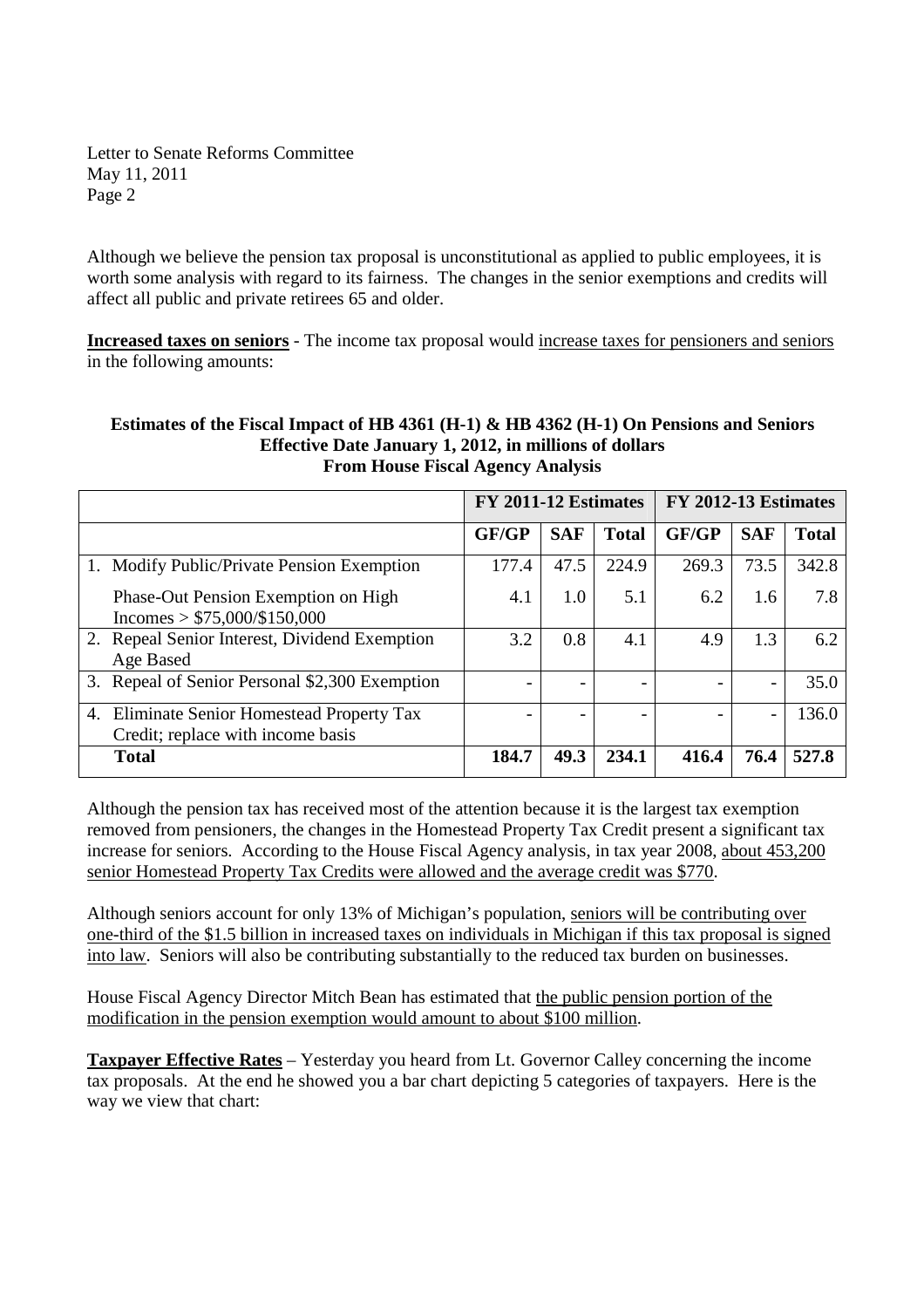Letter to Senate Reforms Committee
May 11, 2011
Page 2

Although we believe the pension tax proposal is unconstitutional as applied to public employees, it is worth some analysis with regard to its fairness. The changes in the senior exemptions and credits will affect all public and private retirees 65 and older.

**Increased taxes on seniors** - The income tax proposal would increase taxes for pensioners and seniors in the following amounts:

**Estimates of the Fiscal Impact of HB 4361 (H-1) & HB 4362 (H-1) On Pensions and Seniors**
**Effective Date January 1, 2012, in millions of dollars**
**From House Fiscal Agency Analysis**

| | FY 2011-12 Estimates | | | FY 2012-13 Estimates | | |
|---|---|---|---|---|---|---|
| | **GF/GP** | **SAF** | **Total** | **GF/GP** | **SAF** | **Total** |
| 1. Modify Public/Private Pension Exemption | 177.4 | 47.5 | 224.9 | 269.3 | 73.5 | 342.8 |
| Phase-Out Pension Exemption on High Incomes > $75,000/$150,000 | 4.1 | 1.0 | 5.1 | 6.2 | 1.6 | 7.8 |
| 2. Repeal Senior Interest, Dividend Exemption Age Based | 3.2 | 0.8 | 4.1 | 4.9 | 1.3 | 6.2 |
| 3. Repeal of Senior Personal $2,300 Exemption | - | - | - | - | - | 35.0 |
| 4. Eliminate Senior Homestead Property Tax Credit; replace with income basis | - | - | - | - | - | 136.0 |
| **Total** | **184.7** | **49.3** | **234.1** | **416.4** | **76.4** | **527.8** |

Although the pension tax has received most of the attention because it is the largest tax exemption removed from pensioners, the changes in the Homestead Property Tax Credit present a significant tax increase for seniors. According to the House Fiscal Agency analysis, in tax year 2008, about 453,200 senior Homestead Property Tax Credits were allowed and the average credit was $770.

Although seniors account for only 13% of Michigan's population, seniors will be contributing over one-third of the $1.5 billion in increased taxes on individuals in Michigan if this tax proposal is signed into law. Seniors will also be contributing substantially to the reduced tax burden on businesses.

House Fiscal Agency Director Mitch Bean has estimated that the public pension portion of the modification in the pension exemption would amount to about $100 million.

**Taxpayer Effective Rates** – Yesterday you heard from Lt. Governor Calley concerning the income tax proposals. At the end he showed you a bar chart depicting 5 categories of taxpayers. Here is the way we view that chart: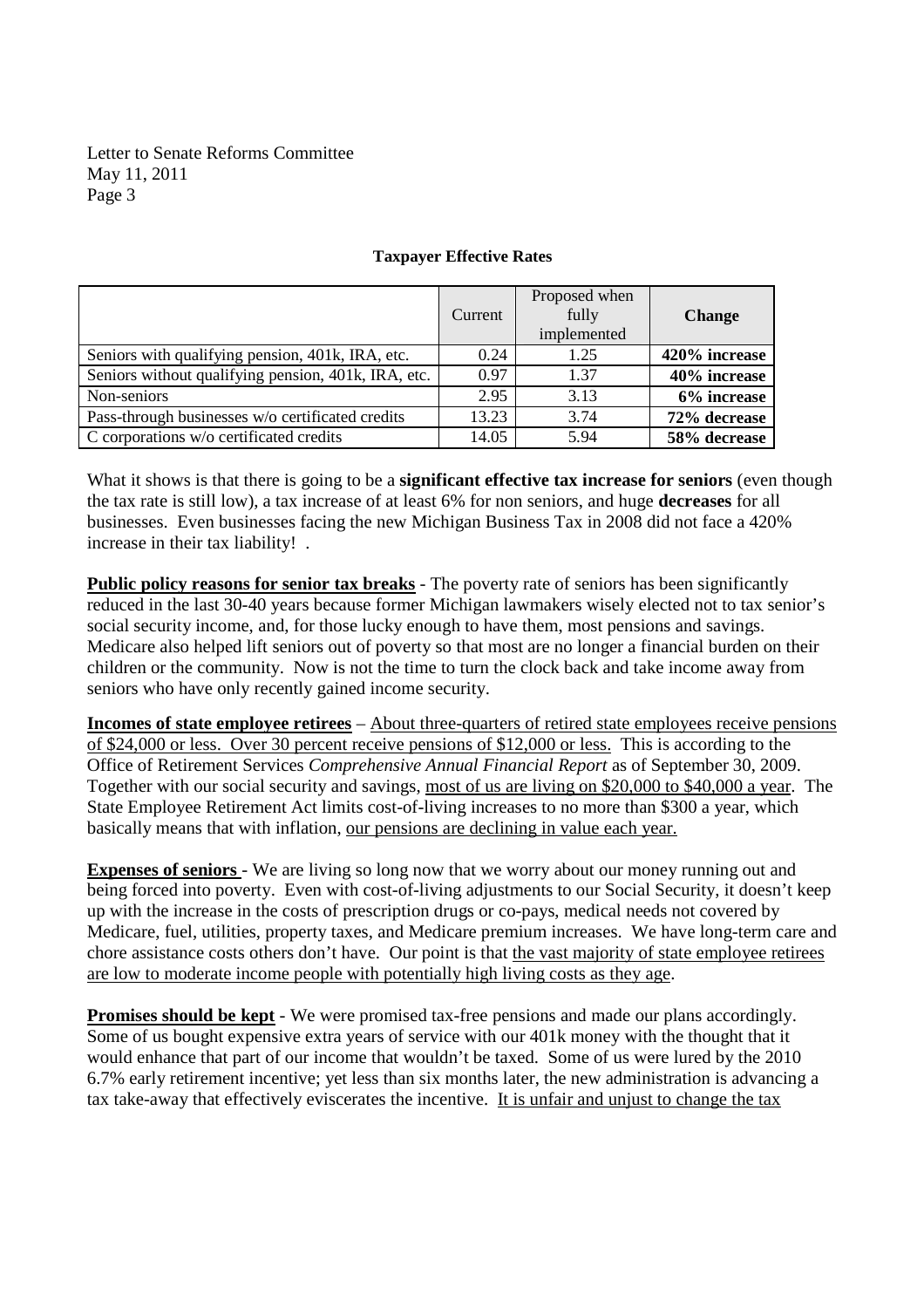**Taxpayer Effective Rates**

| | Current | Proposed when fully implemented | **Change** |
|---|---|---|---|
| Seniors with qualifying pension, 401k, IRA, etc. | 0.24 | 1.25 | **420% increase** |
| Seniors without qualifying pension, 401k, IRA, etc. | 0.97 | 1.37 | **40% increase** |
| Non-seniors | 2.95 | 3.13 | **6% increase** |
| Pass-through businesses w/o certificated credits | 13.23 | 3.74 | **72% decrease** |
| C corporations w/o certificated credits | 14.05 | 5.94 | **58% decrease** |

What it shows is that there is going to be a **significant effective tax increase for seniors** (even though the tax rate is still low), a tax increase of at least 6% for non seniors, and huge **decreases** for all businesses. Even businesses facing the new Michigan Business Tax in 2008 did not face a 420% increase in their tax liability! .

**Public policy reasons for senior tax breaks** - The poverty rate of seniors has been significantly reduced in the last 30-40 years because former Michigan lawmakers wisely elected not to tax senior's social security income, and, for those lucky enough to have them, most pensions and savings. Medicare also helped lift seniors out of poverty so that most are no longer a financial burden on their children or the community. Now is not the time to turn the clock back and take income away from seniors who have only recently gained income security.

**Incomes of state employee retirees** – About three-quarters of retired state employees receive pensions of $24,000 or less. Over 30 percent receive pensions of $12,000 or less. This is according to the Office of Retirement Services *Comprehensive Annual Financial Report* as of September 30, 2009. Together with our social security and savings, most of us are living on $20,000 to $40,000 a year. The State Employee Retirement Act limits cost-of-living increases to no more than $300 a year, which basically means that with inflation, our pensions are declining in value each year.

**Expenses of seniors** - We are living so long now that we worry about our money running out and being forced into poverty. Even with cost-of-living adjustments to our Social Security, it doesn't keep up with the increase in the costs of prescription drugs or co-pays, medical needs not covered by Medicare, fuel, utilities, property taxes, and Medicare premium increases. We have long-term care and chore assistance costs others don't have. Our point is that the vast majority of state employee retirees are low to moderate income people with potentially high living costs as they age.

**Promises should be kept** - We were promised tax-free pensions and made our plans accordingly. Some of us bought expensive extra years of service with our 401k money with the thought that it would enhance that part of our income that wouldn't be taxed. Some of us were lured by the 2010 6.7% early retirement incentive; yet less than six months later, the new administration is advancing a tax take-away that effectively eviscerates the incentive. It is unfair and unjust to change the tax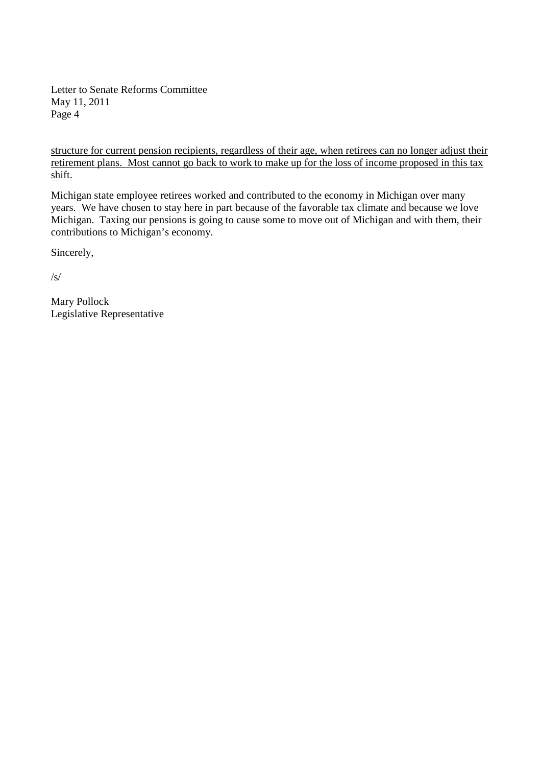<u>structure for current pension recipients, regardless of their age, when retirees can no longer adjust their retirement plans. Most cannot go back to work to make up for the loss of income proposed in this tax shift.</u>

Michigan state employee retirees worked and contributed to the economy in Michigan over many years. We have chosen to stay here in part because of the favorable tax climate and because we love Michigan. Taxing our pensions is going to cause some to move out of Michigan and with them, their contributions to Michigan's economy.

Sincerely,

/s/

Mary Pollock
Legislative Representative